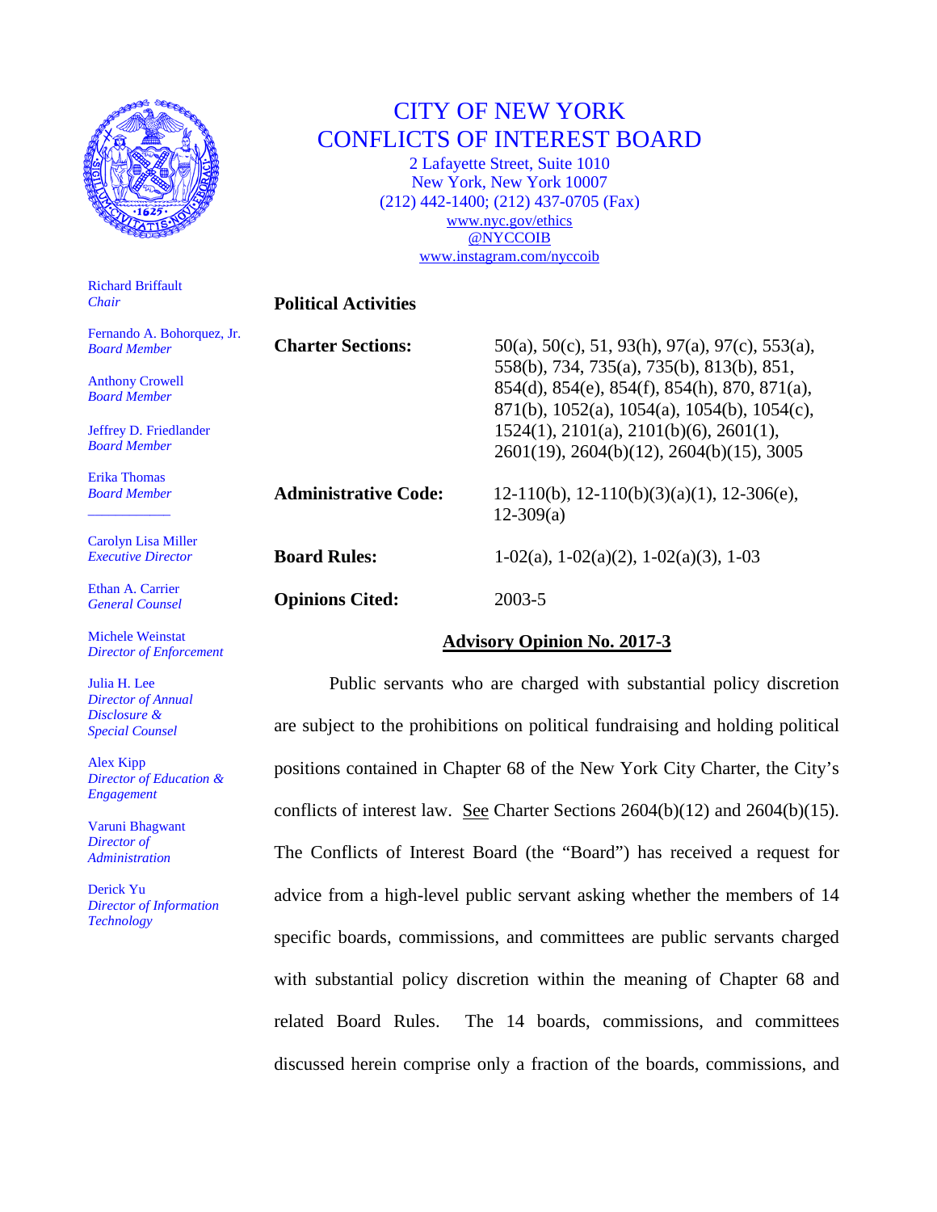# CITY OF NEW YORK
# CONFLICTS OF INTEREST BOARD

2 Lafayette Street, Suite 1010
New York, New York 10007
(212) 442-1400; (212) 437-0705 (Fax)
www.nyc.gov/ethics
@NYCCOIB
www.instagram.com/nyccoib

Richard Briffault
*Chair*

Fernando A. Bohorquez, Jr.
*Board Member*

Anthony Crowell
*Board Member*

Jeffrey D. Friedlander
*Board Member*

Erika Thomas
*Board Member*

Carolyn Lisa Miller
*Executive Director*

Ethan A. Carrier
*General Counsel*

Michele Weinstat
*Director of Enforcement*

Julia H. Lee
*Director of Annual Disclosure & Special Counsel*

Alex Kipp
*Director of Education & Engagement*

Varuni Bhagwant
*Director of Administration*

Derick Yu
*Director of Information Technology*

**Political Activities**

**Charter Sections:** 50(a), 50(c), 51, 93(h), 97(a), 97(c), 553(a), 558(b), 734, 735(a), 735(b), 813(b), 851, 854(d), 854(e), 854(f), 854(h), 870, 871(a), 871(b), 1052(a), 1054(a), 1054(b), 1054(c), 1524(1), 2101(a), 2101(b)(6), 2601(1), 2601(19), 2604(b)(12), 2604(b)(15), 3005

**Administrative Code:** 12-110(b), 12-110(b)(3)(a)(1), 12-306(e), 12-309(a)

**Board Rules:** 1-02(a), 1-02(a)(2), 1-02(a)(3), 1-03

**Opinions Cited:** 2003-5

## Advisory Opinion No. 2017-3

Public servants who are charged with substantial policy discretion are subject to the prohibitions on political fundraising and holding political positions contained in Chapter 68 of the New York City Charter, the City's conflicts of interest law. See Charter Sections 2604(b)(12) and 2604(b)(15). The Conflicts of Interest Board (the "Board") has received a request for advice from a high-level public servant asking whether the members of 14 specific boards, commissions, and committees are public servants charged with substantial policy discretion within the meaning of Chapter 68 and related Board Rules. The 14 boards, commissions, and committees discussed herein comprise only a fraction of the boards, commissions, and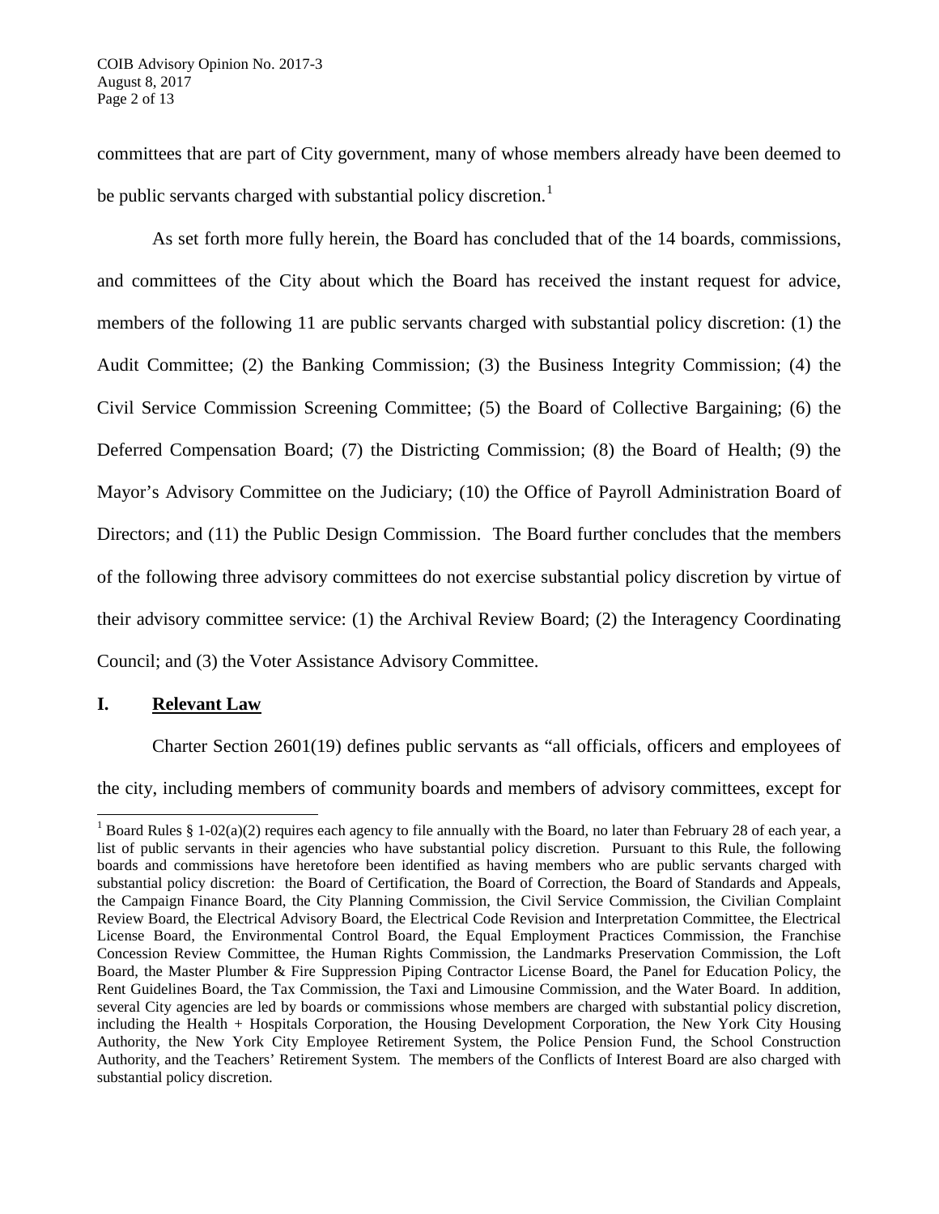committees that are part of City government, many of whose members already have been deemed to be public servants charged with substantial policy discretion.[1]

As set forth more fully herein, the Board has concluded that of the 14 boards, commissions, and committees of the City about which the Board has received the instant request for advice, members of the following 11 are public servants charged with substantial policy discretion: (1) the Audit Committee; (2) the Banking Commission; (3) the Business Integrity Commission; (4) the Civil Service Commission Screening Committee; (5) the Board of Collective Bargaining; (6) the Deferred Compensation Board; (7) the Districting Commission; (8) the Board of Health; (9) the Mayor's Advisory Committee on the Judiciary; (10) the Office of Payroll Administration Board of Directors; and (11) the Public Design Commission. The Board further concludes that the members of the following three advisory committees do not exercise substantial policy discretion by virtue of their advisory committee service: (1) the Archival Review Board; (2) the Interagency Coordinating Council; and (3) the Voter Assistance Advisory Committee.

## I. Relevant Law

Charter Section 2601(19) defines public servants as "all officials, officers and employees of the city, including members of community boards and members of advisory committees, except for

---

[1] Board Rules § 1-02(a)(2) requires each agency to file annually with the Board, no later than February 28 of each year, a list of public servants in their agencies who have substantial policy discretion. Pursuant to this Rule, the following boards and commissions have heretofore been identified as having members who are public servants charged with substantial policy discretion: the Board of Certification, the Board of Correction, the Board of Standards and Appeals, the Campaign Finance Board, the City Planning Commission, the Civil Service Commission, the Civilian Complaint Review Board, the Electrical Advisory Board, the Electrical Code Revision and Interpretation Committee, the Electrical License Board, the Environmental Control Board, the Equal Employment Practices Commission, the Franchise Concession Review Committee, the Human Rights Commission, the Landmarks Preservation Commission, the Loft Board, the Master Plumber & Fire Suppression Piping Contractor License Board, the Panel for Education Policy, the Rent Guidelines Board, the Tax Commission, the Taxi and Limousine Commission, and the Water Board. In addition, several City agencies are led by boards or commissions whose members are charged with substantial policy discretion, including the Health + Hospitals Corporation, the Housing Development Corporation, the New York City Housing Authority, the New York City Employee Retirement System, the Police Pension Fund, the School Construction Authority, and the Teachers' Retirement System. The members of the Conflicts of Interest Board are also charged with substantial policy discretion.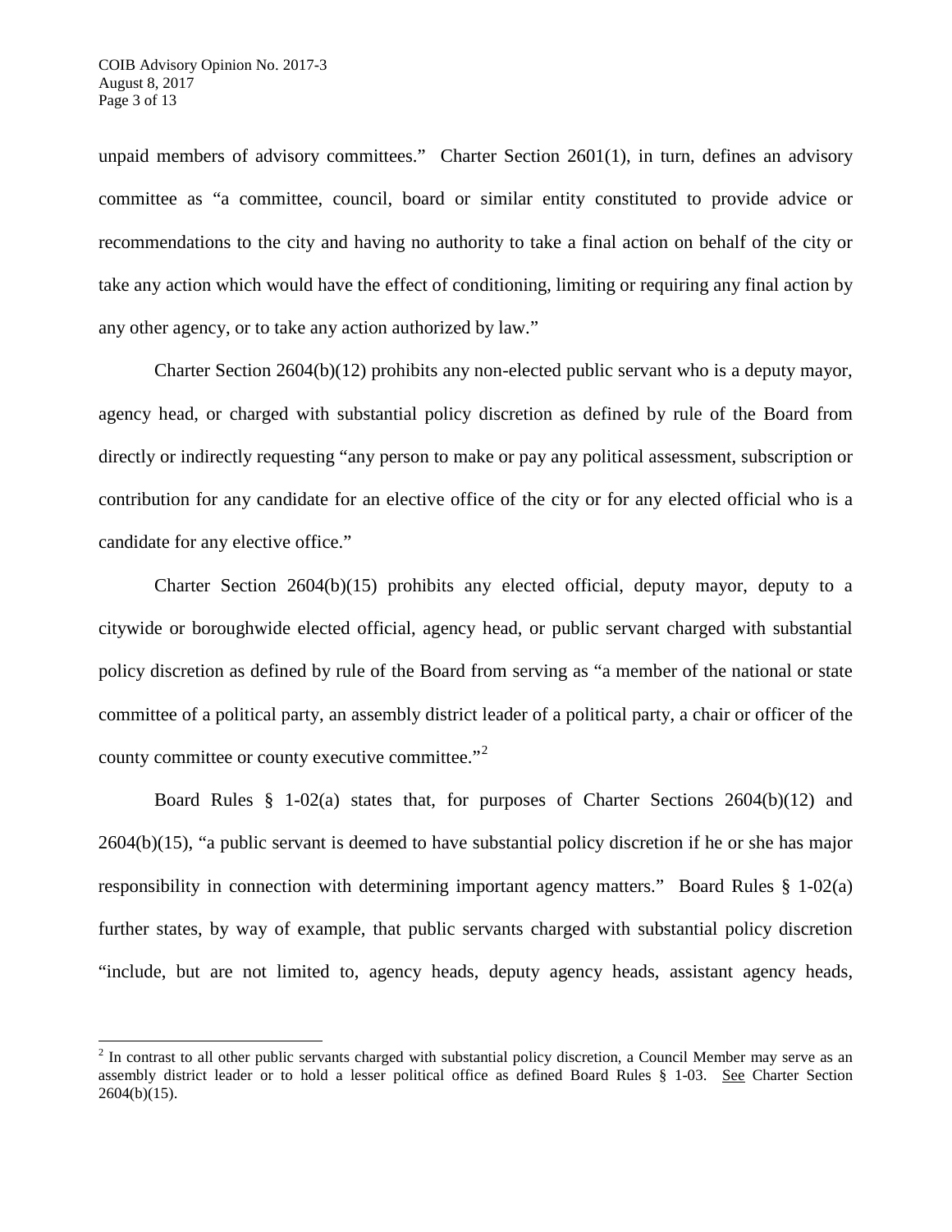unpaid members of advisory committees." Charter Section 2601(1), in turn, defines an advisory committee as "a committee, council, board or similar entity constituted to provide advice or recommendations to the city and having no authority to take a final action on behalf of the city or take any action which would have the effect of conditioning, limiting or requiring any final action by any other agency, or to take any action authorized by law."

Charter Section 2604(b)(12) prohibits any non-elected public servant who is a deputy mayor, agency head, or charged with substantial policy discretion as defined by rule of the Board from directly or indirectly requesting "any person to make or pay any political assessment, subscription or contribution for any candidate for an elective office of the city or for any elected official who is a candidate for any elective office."

Charter Section 2604(b)(15) prohibits any elected official, deputy mayor, deputy to a citywide or boroughwide elected official, agency head, or public servant charged with substantial policy discretion as defined by rule of the Board from serving as "a member of the national or state committee of a political party, an assembly district leader of a political party, a chair or officer of the county committee or county executive committee."[2]

Board Rules § 1-02(a) states that, for purposes of Charter Sections 2604(b)(12) and 2604(b)(15), "a public servant is deemed to have substantial policy discretion if he or she has major responsibility in connection with determining important agency matters." Board Rules § 1-02(a) further states, by way of example, that public servants charged with substantial policy discretion "include, but are not limited to, agency heads, deputy agency heads, assistant agency heads,

---

[2] In contrast to all other public servants charged with substantial policy discretion, a Council Member may serve as an assembly district leader or to hold a lesser political office as defined Board Rules § 1-03. See Charter Section 2604(b)(15).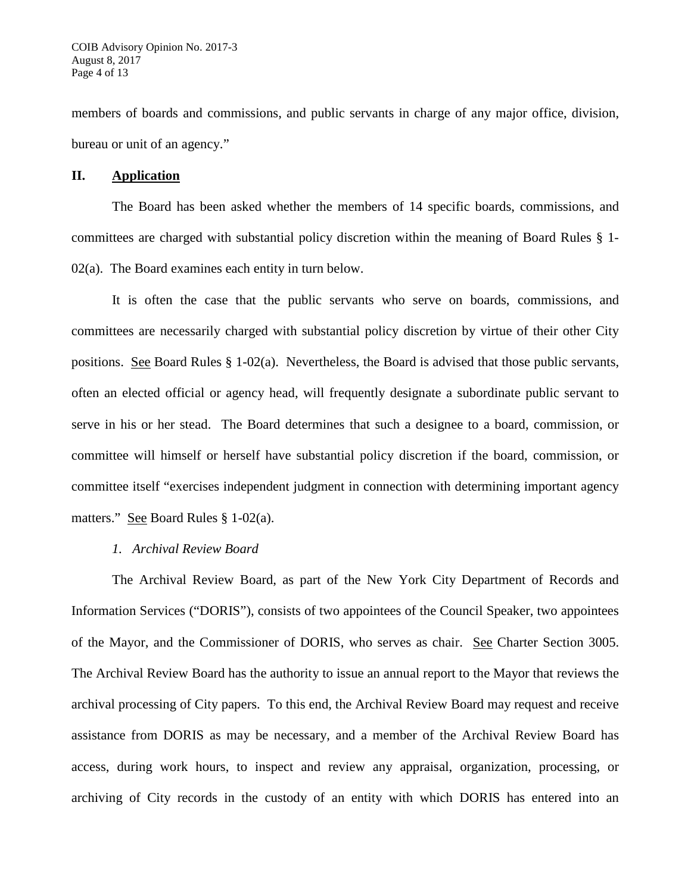members of boards and commissions, and public servants in charge of any major office, division, bureau or unit of an agency."

## II. Application

The Board has been asked whether the members of 14 specific boards, commissions, and committees are charged with substantial policy discretion within the meaning of Board Rules § 1-02(a). The Board examines each entity in turn below.

It is often the case that the public servants who serve on boards, commissions, and committees are necessarily charged with substantial policy discretion by virtue of their other City positions. See Board Rules § 1-02(a). Nevertheless, the Board is advised that those public servants, often an elected official or agency head, will frequently designate a subordinate public servant to serve in his or her stead. The Board determines that such a designee to a board, commission, or committee will himself or herself have substantial policy discretion if the board, commission, or committee itself "exercises independent judgment in connection with determining important agency matters." See Board Rules § 1-02(a).

*1. Archival Review Board*

The Archival Review Board, as part of the New York City Department of Records and Information Services ("DORIS"), consists of two appointees of the Council Speaker, two appointees of the Mayor, and the Commissioner of DORIS, who serves as chair. See Charter Section 3005. The Archival Review Board has the authority to issue an annual report to the Mayor that reviews the archival processing of City papers. To this end, the Archival Review Board may request and receive assistance from DORIS as may be necessary, and a member of the Archival Review Board has access, during work hours, to inspect and review any appraisal, organization, processing, or archiving of City records in the custody of an entity with which DORIS has entered into an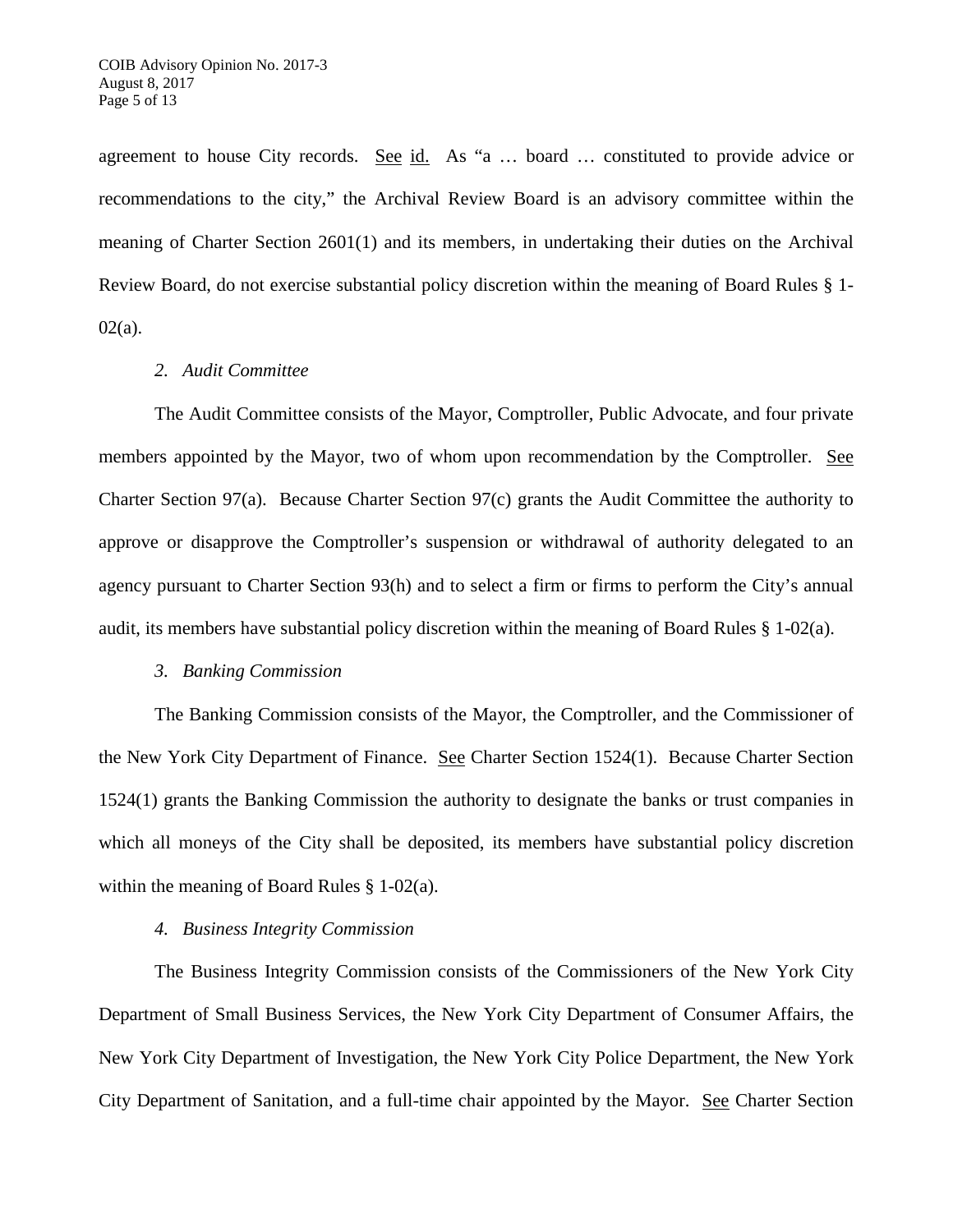agreement to house City records. See id. As "a … board … constituted to provide advice or recommendations to the city," the Archival Review Board is an advisory committee within the meaning of Charter Section 2601(1) and its members, in undertaking their duties on the Archival Review Board, do not exercise substantial policy discretion within the meaning of Board Rules § 1-02(a).

*2. Audit Committee*

The Audit Committee consists of the Mayor, Comptroller, Public Advocate, and four private members appointed by the Mayor, two of whom upon recommendation by the Comptroller. See Charter Section 97(a). Because Charter Section 97(c) grants the Audit Committee the authority to approve or disapprove the Comptroller's suspension or withdrawal of authority delegated to an agency pursuant to Charter Section 93(h) and to select a firm or firms to perform the City's annual audit, its members have substantial policy discretion within the meaning of Board Rules § 1-02(a).

*3. Banking Commission*

The Banking Commission consists of the Mayor, the Comptroller, and the Commissioner of the New York City Department of Finance. See Charter Section 1524(1). Because Charter Section 1524(1) grants the Banking Commission the authority to designate the banks or trust companies in which all moneys of the City shall be deposited, its members have substantial policy discretion within the meaning of Board Rules § 1-02(a).

*4. Business Integrity Commission*

The Business Integrity Commission consists of the Commissioners of the New York City Department of Small Business Services, the New York City Department of Consumer Affairs, the New York City Department of Investigation, the New York City Police Department, the New York City Department of Sanitation, and a full-time chair appointed by the Mayor. See Charter Section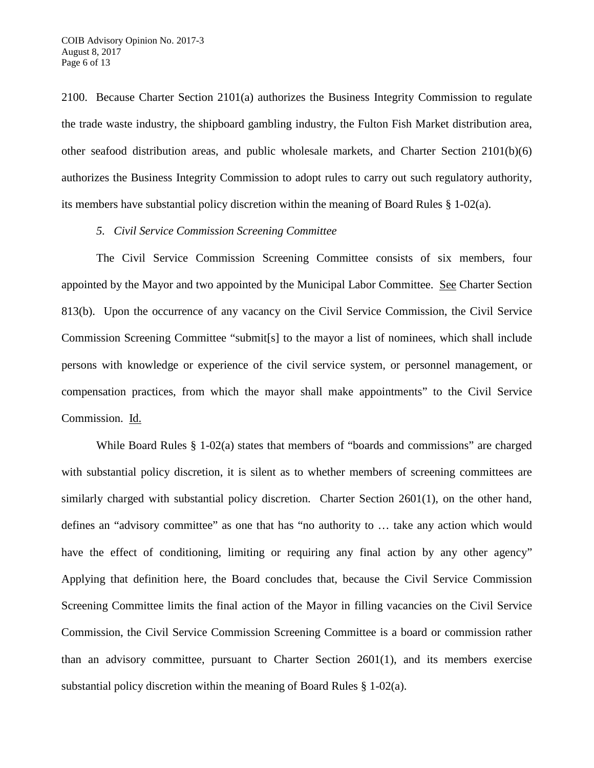2100. Because Charter Section 2101(a) authorizes the Business Integrity Commission to regulate the trade waste industry, the shipboard gambling industry, the Fulton Fish Market distribution area, other seafood distribution areas, and public wholesale markets, and Charter Section 2101(b)(6) authorizes the Business Integrity Commission to adopt rules to carry out such regulatory authority, its members have substantial policy discretion within the meaning of Board Rules § 1-02(a).

*5. Civil Service Commission Screening Committee*

The Civil Service Commission Screening Committee consists of six members, four appointed by the Mayor and two appointed by the Municipal Labor Committee. See Charter Section 813(b). Upon the occurrence of any vacancy on the Civil Service Commission, the Civil Service Commission Screening Committee "submit[s] to the mayor a list of nominees, which shall include persons with knowledge or experience of the civil service system, or personnel management, or compensation practices, from which the mayor shall make appointments" to the Civil Service Commission. Id.

While Board Rules § 1-02(a) states that members of "boards and commissions" are charged with substantial policy discretion, it is silent as to whether members of screening committees are similarly charged with substantial policy discretion. Charter Section 2601(1), on the other hand, defines an "advisory committee" as one that has "no authority to … take any action which would have the effect of conditioning, limiting or requiring any final action by any other agency" Applying that definition here, the Board concludes that, because the Civil Service Commission Screening Committee limits the final action of the Mayor in filling vacancies on the Civil Service Commission, the Civil Service Commission Screening Committee is a board or commission rather than an advisory committee, pursuant to Charter Section 2601(1), and its members exercise substantial policy discretion within the meaning of Board Rules § 1-02(a).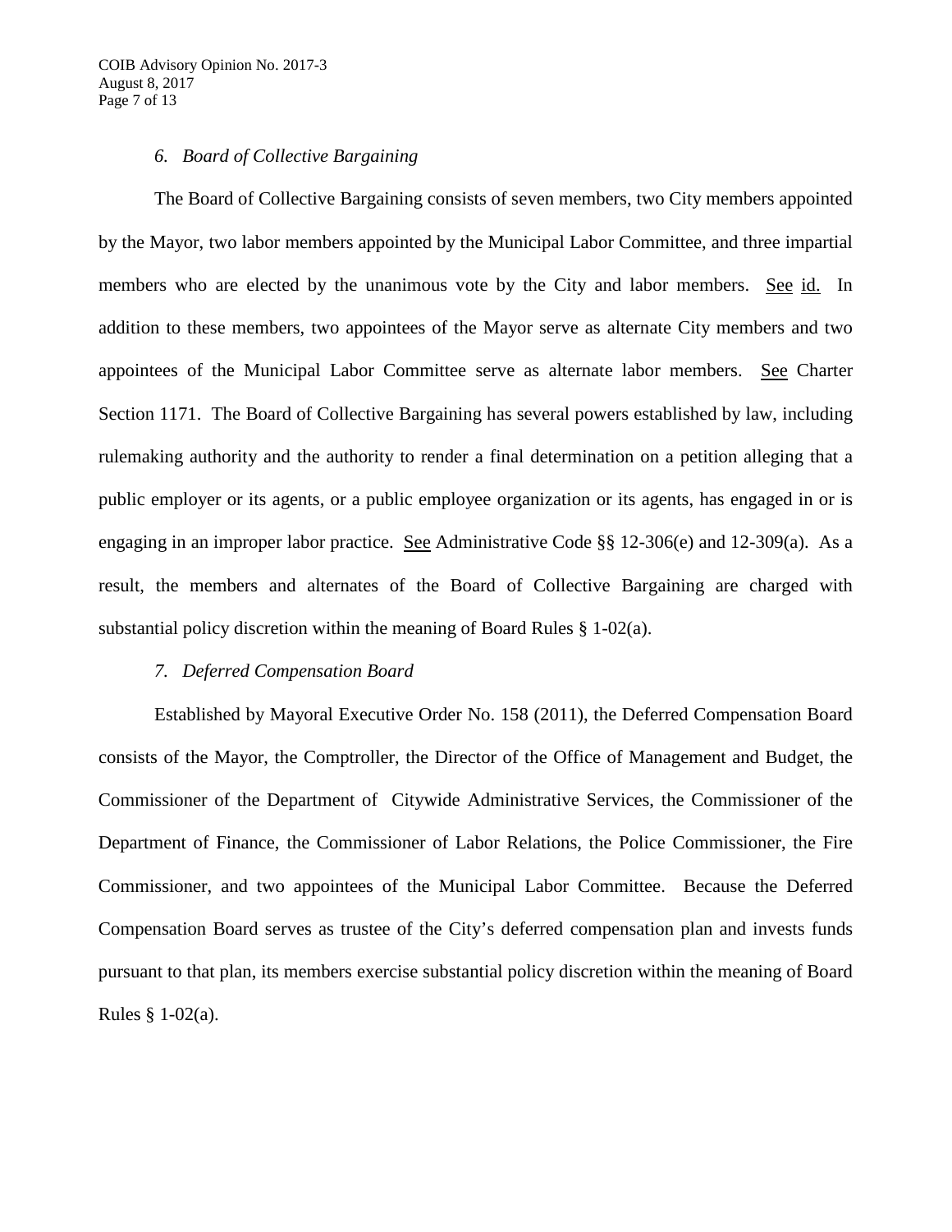### *6. Board of Collective Bargaining*

The Board of Collective Bargaining consists of seven members, two City members appointed by the Mayor, two labor members appointed by the Municipal Labor Committee, and three impartial members who are elected by the unanimous vote by the City and labor members. See id. In addition to these members, two appointees of the Mayor serve as alternate City members and two appointees of the Municipal Labor Committee serve as alternate labor members. See Charter Section 1171. The Board of Collective Bargaining has several powers established by law, including rulemaking authority and the authority to render a final determination on a petition alleging that a public employer or its agents, or a public employee organization or its agents, has engaged in or is engaging in an improper labor practice. See Administrative Code §§ 12-306(e) and 12-309(a). As a result, the members and alternates of the Board of Collective Bargaining are charged with substantial policy discretion within the meaning of Board Rules § 1-02(a).

### *7. Deferred Compensation Board*

Established by Mayoral Executive Order No. 158 (2011), the Deferred Compensation Board consists of the Mayor, the Comptroller, the Director of the Office of Management and Budget, the Commissioner of the Department of Citywide Administrative Services, the Commissioner of the Department of Finance, the Commissioner of Labor Relations, the Police Commissioner, the Fire Commissioner, and two appointees of the Municipal Labor Committee. Because the Deferred Compensation Board serves as trustee of the City's deferred compensation plan and invests funds pursuant to that plan, its members exercise substantial policy discretion within the meaning of Board Rules § 1-02(a).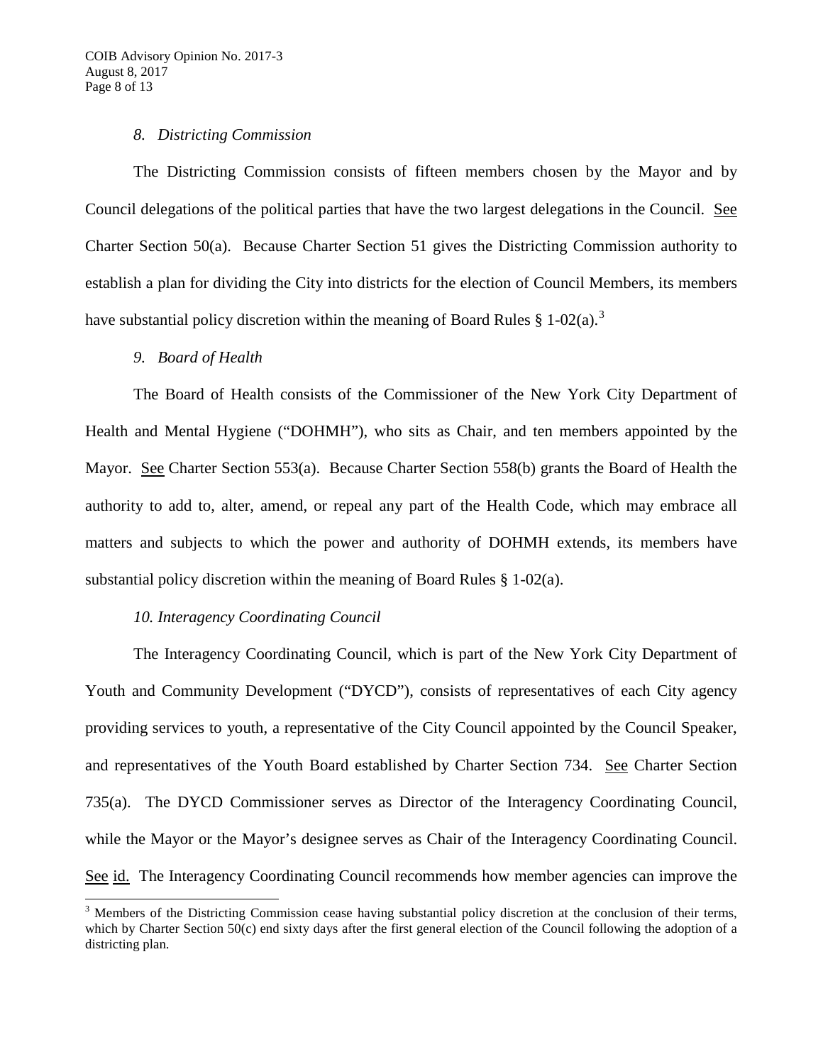*8. Districting Commission*

The Districting Commission consists of fifteen members chosen by the Mayor and by Council delegations of the political parties that have the two largest delegations in the Council. See Charter Section 50(a). Because Charter Section 51 gives the Districting Commission authority to establish a plan for dividing the City into districts for the election of Council Members, its members have substantial policy discretion within the meaning of Board Rules § 1-02(a).[3]

*9. Board of Health*

The Board of Health consists of the Commissioner of the New York City Department of Health and Mental Hygiene ("DOHMH"), who sits as Chair, and ten members appointed by the Mayor. See Charter Section 553(a). Because Charter Section 558(b) grants the Board of Health the authority to add to, alter, amend, or repeal any part of the Health Code, which may embrace all matters and subjects to which the power and authority of DOHMH extends, its members have substantial policy discretion within the meaning of Board Rules § 1-02(a).

*10. Interagency Coordinating Council*

The Interagency Coordinating Council, which is part of the New York City Department of Youth and Community Development ("DYCD"), consists of representatives of each City agency providing services to youth, a representative of the City Council appointed by the Council Speaker, and representatives of the Youth Board established by Charter Section 734. See Charter Section 735(a). The DYCD Commissioner serves as Director of the Interagency Coordinating Council, while the Mayor or the Mayor's designee serves as Chair of the Interagency Coordinating Council. See id. The Interagency Coordinating Council recommends how member agencies can improve the

[3] Members of the Districting Commission cease having substantial policy discretion at the conclusion of their terms, which by Charter Section 50(c) end sixty days after the first general election of the Council following the adoption of a districting plan.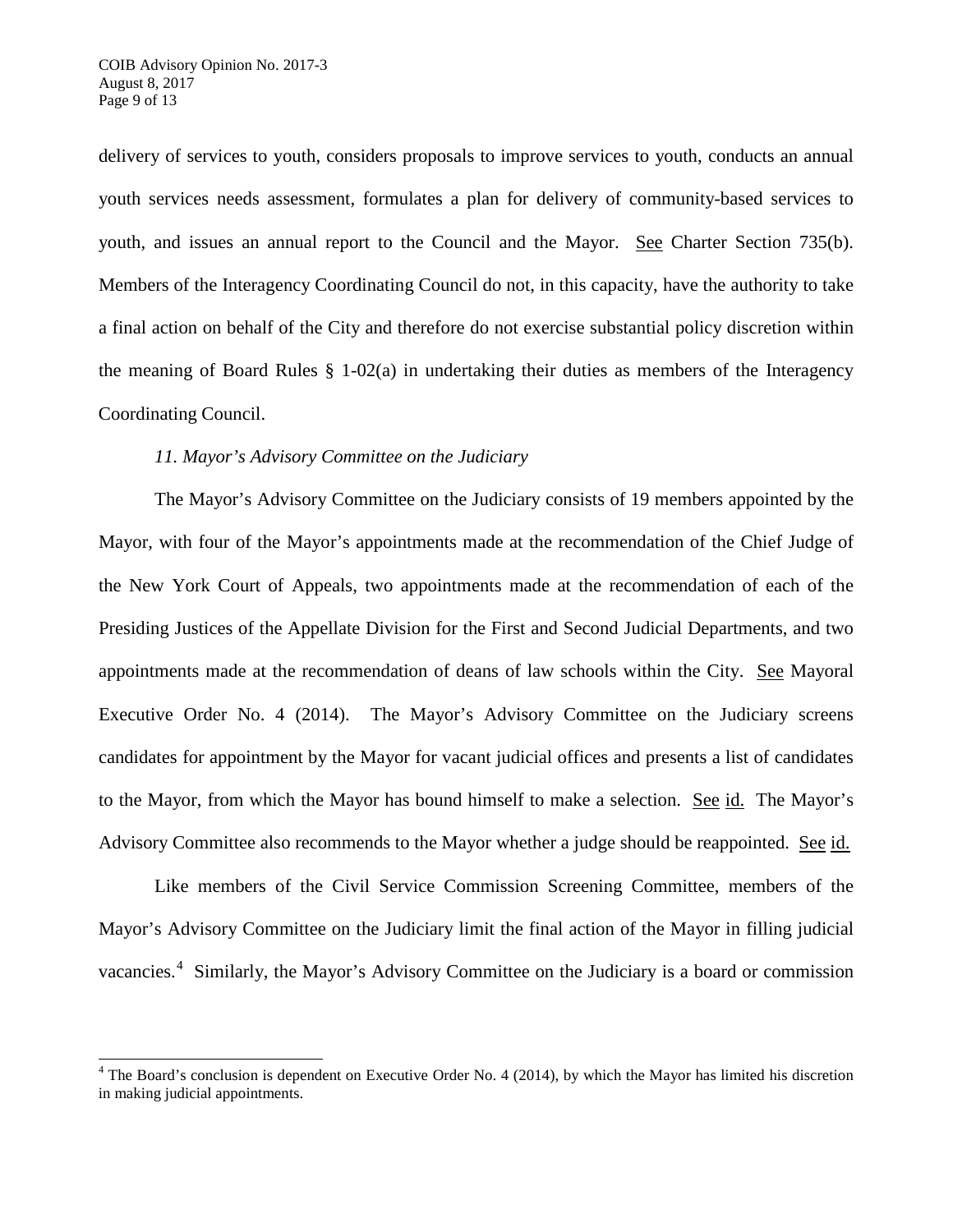delivery of services to youth, considers proposals to improve services to youth, conducts an annual youth services needs assessment, formulates a plan for delivery of community-based services to youth, and issues an annual report to the Council and the Mayor. See Charter Section 735(b). Members of the Interagency Coordinating Council do not, in this capacity, have the authority to take a final action on behalf of the City and therefore do not exercise substantial policy discretion within the meaning of Board Rules § 1-02(a) in undertaking their duties as members of the Interagency Coordinating Council.

*11. Mayor's Advisory Committee on the Judiciary*

The Mayor's Advisory Committee on the Judiciary consists of 19 members appointed by the Mayor, with four of the Mayor's appointments made at the recommendation of the Chief Judge of the New York Court of Appeals, two appointments made at the recommendation of each of the Presiding Justices of the Appellate Division for the First and Second Judicial Departments, and two appointments made at the recommendation of deans of law schools within the City. See Mayoral Executive Order No. 4 (2014). The Mayor's Advisory Committee on the Judiciary screens candidates for appointment by the Mayor for vacant judicial offices and presents a list of candidates to the Mayor, from which the Mayor has bound himself to make a selection. See id. The Mayor's Advisory Committee also recommends to the Mayor whether a judge should be reappointed. See id.

Like members of the Civil Service Commission Screening Committee, members of the Mayor's Advisory Committee on the Judiciary limit the final action of the Mayor in filling judicial vacancies.[4] Similarly, the Mayor's Advisory Committee on the Judiciary is a board or commission

[4] The Board's conclusion is dependent on Executive Order No. 4 (2014), by which the Mayor has limited his discretion in making judicial appointments.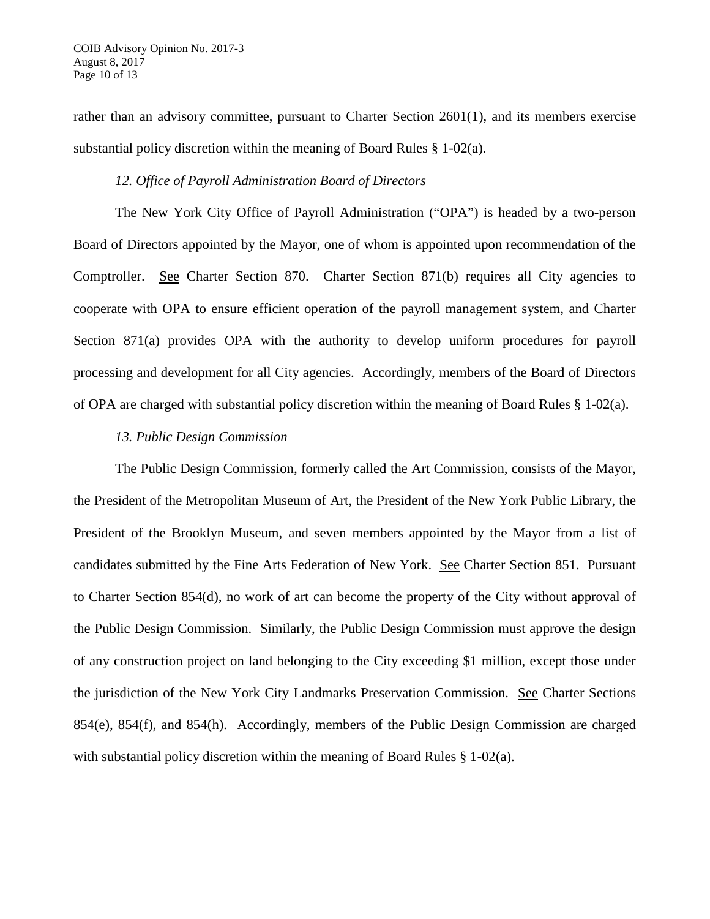rather than an advisory committee, pursuant to Charter Section 2601(1), and its members exercise substantial policy discretion within the meaning of Board Rules § 1-02(a).

*12. Office of Payroll Administration Board of Directors*

The New York City Office of Payroll Administration ("OPA") is headed by a two-person Board of Directors appointed by the Mayor, one of whom is appointed upon recommendation of the Comptroller. See Charter Section 870. Charter Section 871(b) requires all City agencies to cooperate with OPA to ensure efficient operation of the payroll management system, and Charter Section 871(a) provides OPA with the authority to develop uniform procedures for payroll processing and development for all City agencies. Accordingly, members of the Board of Directors of OPA are charged with substantial policy discretion within the meaning of Board Rules § 1-02(a).

*13. Public Design Commission*

The Public Design Commission, formerly called the Art Commission, consists of the Mayor, the President of the Metropolitan Museum of Art, the President of the New York Public Library, the President of the Brooklyn Museum, and seven members appointed by the Mayor from a list of candidates submitted by the Fine Arts Federation of New York. See Charter Section 851. Pursuant to Charter Section 854(d), no work of art can become the property of the City without approval of the Public Design Commission. Similarly, the Public Design Commission must approve the design of any construction project on land belonging to the City exceeding $1 million, except those under the jurisdiction of the New York City Landmarks Preservation Commission. See Charter Sections 854(e), 854(f), and 854(h). Accordingly, members of the Public Design Commission are charged with substantial policy discretion within the meaning of Board Rules § 1-02(a).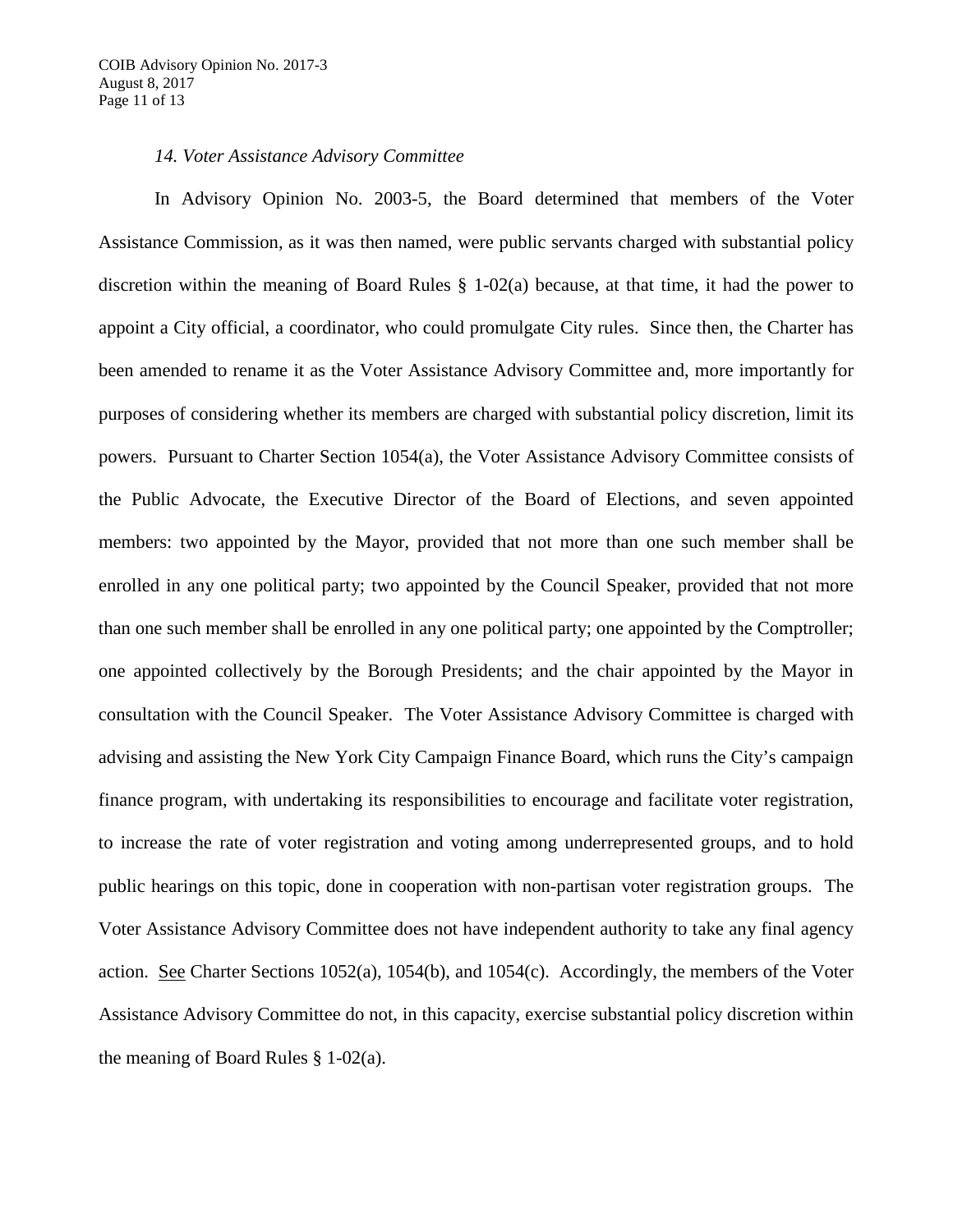*14. Voter Assistance Advisory Committee*

In Advisory Opinion No. 2003-5, the Board determined that members of the Voter Assistance Commission, as it was then named, were public servants charged with substantial policy discretion within the meaning of Board Rules § 1-02(a) because, at that time, it had the power to appoint a City official, a coordinator, who could promulgate City rules. Since then, the Charter has been amended to rename it as the Voter Assistance Advisory Committee and, more importantly for purposes of considering whether its members are charged with substantial policy discretion, limit its powers. Pursuant to Charter Section 1054(a), the Voter Assistance Advisory Committee consists of the Public Advocate, the Executive Director of the Board of Elections, and seven appointed members: two appointed by the Mayor, provided that not more than one such member shall be enrolled in any one political party; two appointed by the Council Speaker, provided that not more than one such member shall be enrolled in any one political party; one appointed by the Comptroller; one appointed collectively by the Borough Presidents; and the chair appointed by the Mayor in consultation with the Council Speaker. The Voter Assistance Advisory Committee is charged with advising and assisting the New York City Campaign Finance Board, which runs the City's campaign finance program, with undertaking its responsibilities to encourage and facilitate voter registration, to increase the rate of voter registration and voting among underrepresented groups, and to hold public hearings on this topic, done in cooperation with non-partisan voter registration groups. The Voter Assistance Advisory Committee does not have independent authority to take any final agency action. See Charter Sections 1052(a), 1054(b), and 1054(c). Accordingly, the members of the Voter Assistance Advisory Committee do not, in this capacity, exercise substantial policy discretion within the meaning of Board Rules § 1-02(a).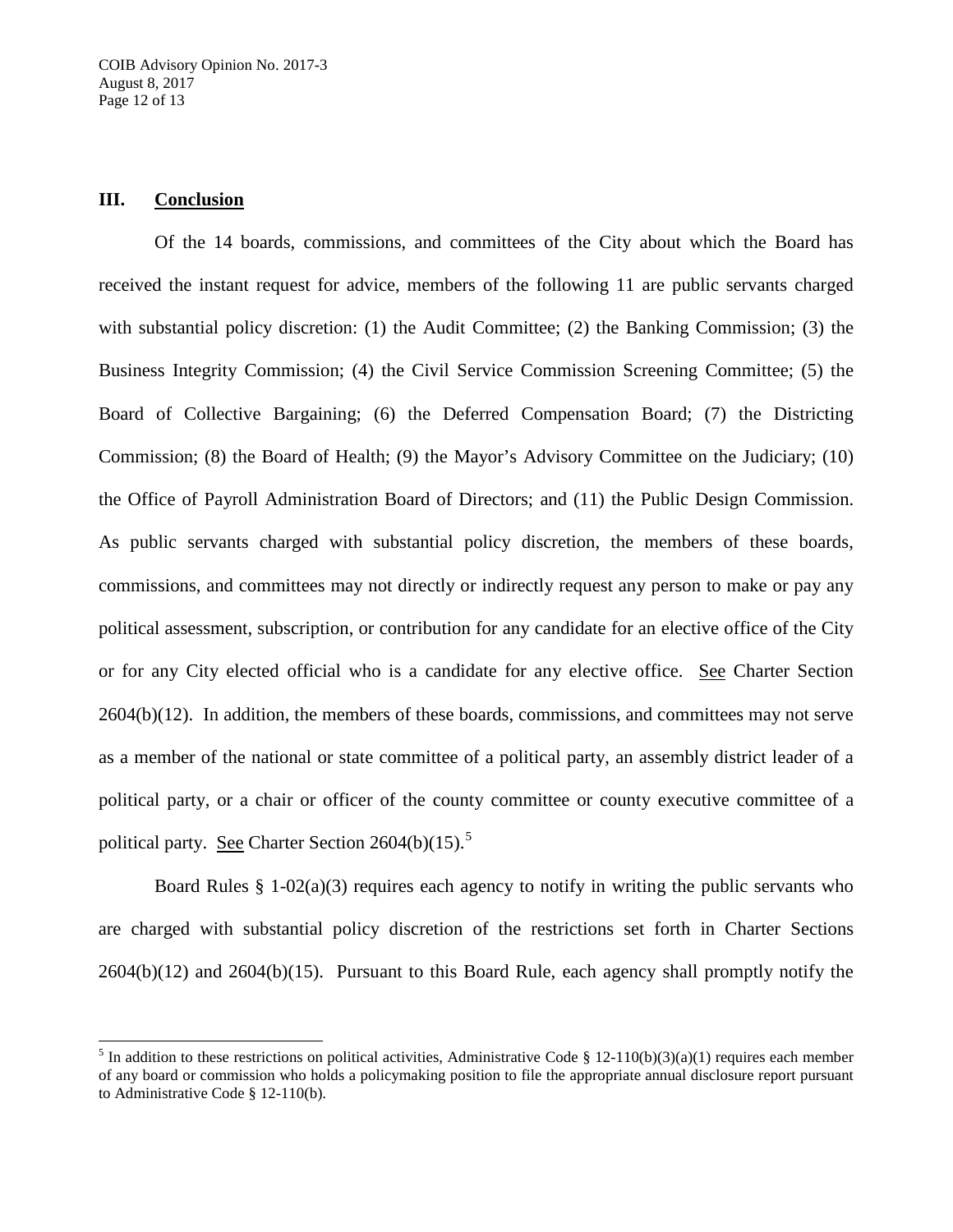## III. Conclusion

Of the 14 boards, commissions, and committees of the City about which the Board has received the instant request for advice, members of the following 11 are public servants charged with substantial policy discretion: (1) the Audit Committee; (2) the Banking Commission; (3) the Business Integrity Commission; (4) the Civil Service Commission Screening Committee; (5) the Board of Collective Bargaining; (6) the Deferred Compensation Board; (7) the Districting Commission; (8) the Board of Health; (9) the Mayor's Advisory Committee on the Judiciary; (10) the Office of Payroll Administration Board of Directors; and (11) the Public Design Commission. As public servants charged with substantial policy discretion, the members of these boards, commissions, and committees may not directly or indirectly request any person to make or pay any political assessment, subscription, or contribution for any candidate for an elective office of the City or for any City elected official who is a candidate for any elective office. See Charter Section 2604(b)(12). In addition, the members of these boards, commissions, and committees may not serve as a member of the national or state committee of a political party, an assembly district leader of a political party, or a chair or officer of the county committee or county executive committee of a political party. See Charter Section 2604(b)(15).[5]

Board Rules § 1-02(a)(3) requires each agency to notify in writing the public servants who are charged with substantial policy discretion of the restrictions set forth in Charter Sections 2604(b)(12) and 2604(b)(15). Pursuant to this Board Rule, each agency shall promptly notify the

---

[5] In addition to these restrictions on political activities, Administrative Code § 12-110(b)(3)(a)(1) requires each member of any board or commission who holds a policymaking position to file the appropriate annual disclosure report pursuant to Administrative Code § 12-110(b).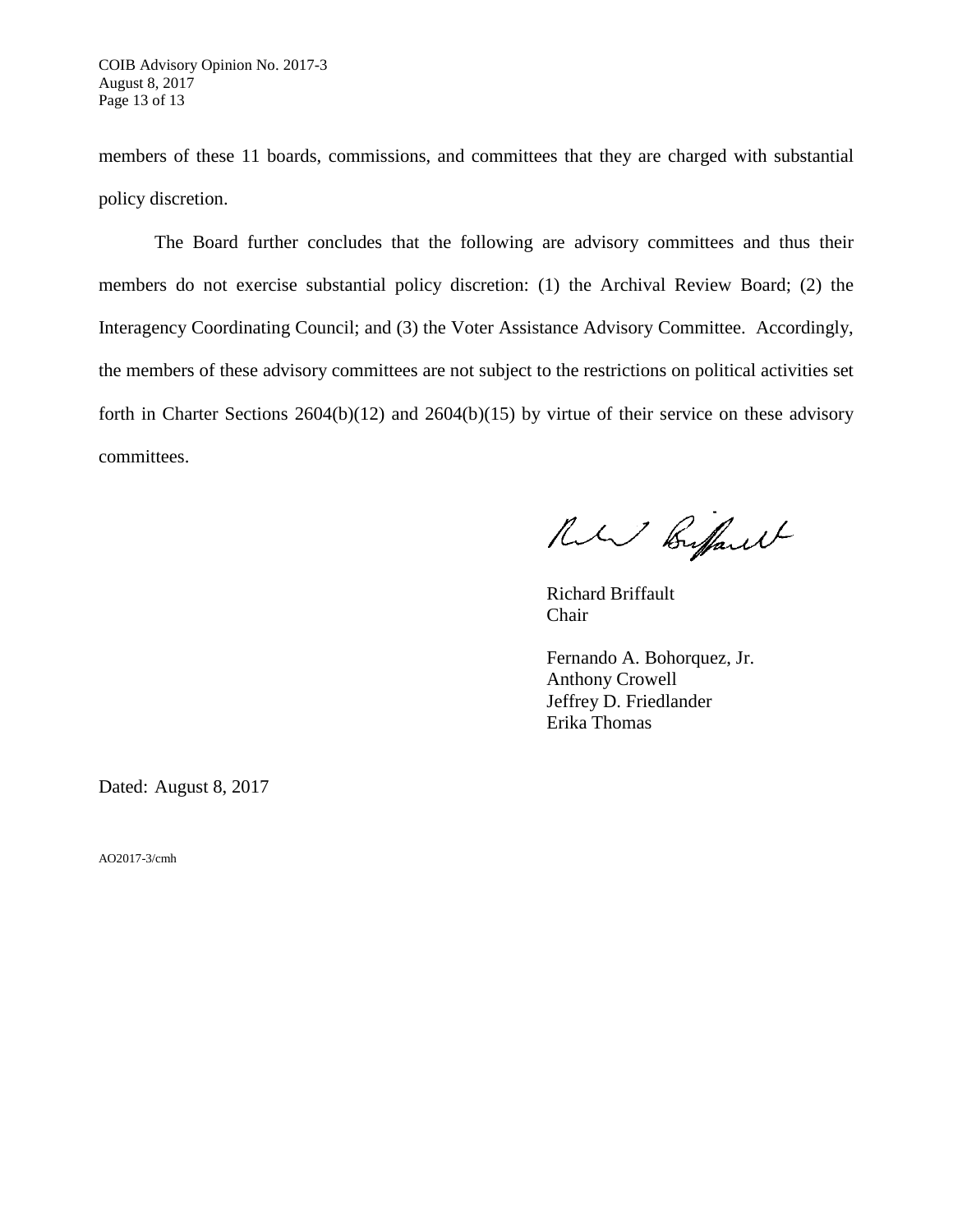members of these 11 boards, commissions, and committees that they are charged with substantial policy discretion.

The Board further concludes that the following are advisory committees and thus their members do not exercise substantial policy discretion: (1) the Archival Review Board; (2) the Interagency Coordinating Council; and (3) the Voter Assistance Advisory Committee. Accordingly, the members of these advisory committees are not subject to the restrictions on political activities set forth in Charter Sections 2604(b)(12) and 2604(b)(15) by virtue of their service on these advisory committees.

Richard Briffault
Chair

Fernando A. Bohorquez, Jr.
Anthony Crowell
Jeffrey D. Friedlander
Erika Thomas

Dated: August 8, 2017

AO2017-3/cmh